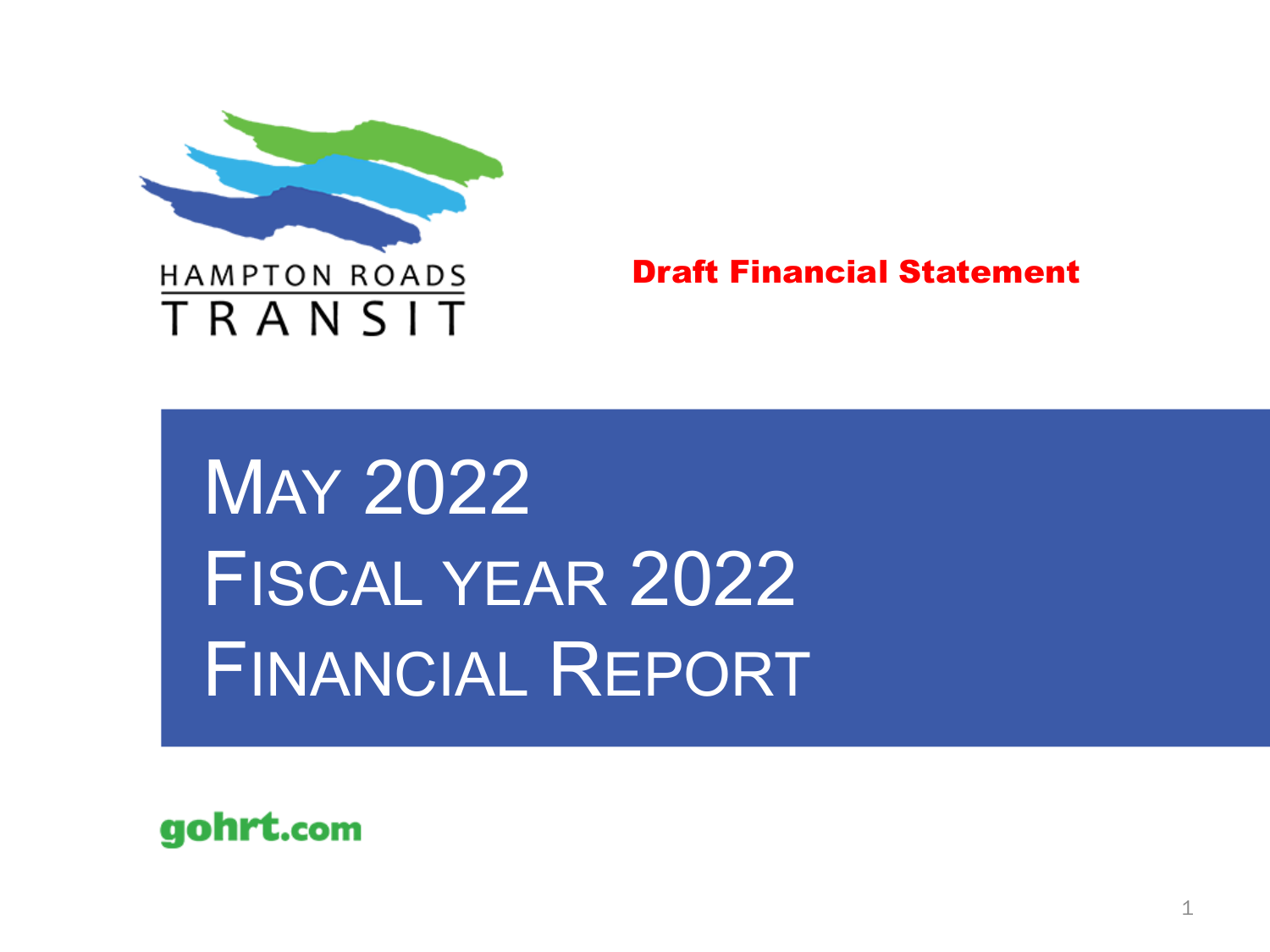HAMPTON ROADS TRANSIT

**Draft Financial Statement**

# May 2022
# Fiscal year 2022
# Financial Report

gohrt.com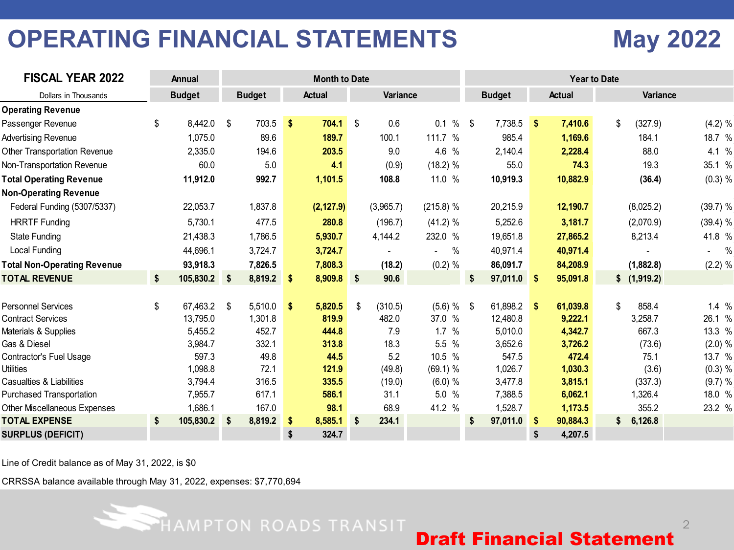# OPERATING FINANCIAL STATEMENTS

## May 2022

| FISCAL YEAR 2022 | Annual | Month to Date | | | | Year to Date | | | |
|---|---|---|---|---|---|---|---|---|---|
| Dollars in Thousands | Budget | Budget | Actual | Variance | | Budget | Actual | Variance | |
| **Operating Revenue** | | | | | | | | | |
| Passenger Revenue | $ 8,442.0 | $ 703.5 | **$ 704.1** | $ 0.6 | 0.1 % | $ 7,738.5 | **$ 7,410.6** | $ (327.9) | (4.2) % |
| Advertising Revenue | 1,075.0 | 89.6 | **189.7** | 100.1 | 111.7 % | 985.4 | **1,169.6** | 184.1 | 18.7 % |
| Other Transportation Revenue | 2,335.0 | 194.6 | **203.5** | 9.0 | 4.6 % | 2,140.4 | **2,228.4** | 88.0 | 4.1 % |
| Non-Transportation Revenue | 60.0 | 5.0 | **4.1** | (0.9) | (18.2) % | 55.0 | **74.3** | 19.3 | 35.1 % |
| **Total Operating Revenue** | **11,912.0** | **992.7** | **1,101.5** | **108.8** | 11.0 % | **10,919.3** | **10,882.9** | **(36.4)** | (0.3) % |
| **Non-Operating Revenue** | | | | | | | | | |
| Federal Funding (5307/5337) | 22,053.7 | 1,837.8 | **(2,127.9)** | (3,965.7) | (215.8) % | 20,215.9 | **12,190.7** | (8,025.2) | (39.7) % |
| HRRTF Funding | 5,730.1 | 477.5 | **280.8** | (196.7) | (41.2) % | 5,252.6 | **3,181.7** | (2,070.9) | (39.4) % |
| State Funding | 21,438.3 | 1,786.5 | **5,930.7** | 4,144.2 | 232.0 % | 19,651.8 | **27,865.2** | 8,213.4 | 41.8 % |
| Local Funding | 44,696.1 | 3,724.7 | **3,724.7** | - | - % | 40,971.4 | **40,971.4** | - | - % |
| **Total Non-Operating Revenue** | **93,918.3** | **7,826.5** | **7,808.3** | **(18.2)** | (0.2) % | **86,091.7** | **84,208.9** | **(1,882.8)** | (2.2) % |
| **TOTAL REVENUE** | **$ 105,830.2** | **$ 8,819.2** | **$ 8,909.8** | **$ 90.6** | | **$ 97,011.0** | **$ 95,091.8** | **$ (1,919.2)** | |
| | | | | | | | | | |
| Personnel Services | $ 67,463.2 | $ 5,510.0 | **$ 5,820.5** | $ (310.5) | (5.6) % | $ 61,898.2 | **$ 61,039.8** | $ 858.4 | 1.4 % |
| Contract Services | 13,795.0 | 1,301.8 | **819.9** | 482.0 | 37.0 % | 12,480.8 | **9,222.1** | 3,258.7 | 26.1 % |
| Materials & Supplies | 5,455.2 | 452.7 | **444.8** | 7.9 | 1.7 % | 5,010.0 | **4,342.7** | 667.3 | 13.3 % |
| Gas & Diesel | 3,984.7 | 332.1 | **313.8** | 18.3 | 5.5 % | 3,652.6 | **3,726.2** | (73.6) | (2.0) % |
| Contractor's Fuel Usage | 597.3 | 49.8 | **44.5** | 5.2 | 10.5 % | 547.5 | **472.4** | 75.1 | 13.7 % |
| Utilities | 1,098.8 | 72.1 | **121.9** | (49.8) | (69.1) % | 1,026.7 | **1,030.3** | (3.6) | (0.3) % |
| Casualties & Liabilities | 3,794.4 | 316.5 | **335.5** | (19.0) | (6.0) % | 3,477.8 | **3,815.1** | (337.3) | (9.7) % |
| Purchased Transportation | 7,955.7 | 617.1 | **586.1** | 31.1 | 5.0 % | 7,388.5 | **6,062.1** | 1,326.4 | 18.0 % |
| Other Miscellaneous Expenses | 1,686.1 | 167.0 | **98.1** | 68.9 | 41.2 % | 1,528.7 | **1,173.5** | 355.2 | 23.2 % |
| **TOTAL EXPENSE** | **$ 105,830.2** | **$ 8,819.2** | **$ 8,585.1** | **$ 234.1** | | **$ 97,011.0** | **$ 90,884.3** | **$ 6,126.8** | |
| **SURPLUS (DEFICIT)** | | | **$ 324.7** | | | | **$ 4,207.5** | | |

Line of Credit balance as of May 31, 2022, is $0

CRRSSA balance available through May 31, 2022, expenses: $7,770,694

HAMPTON ROADS TRANSIT

**Draft Financial Statement**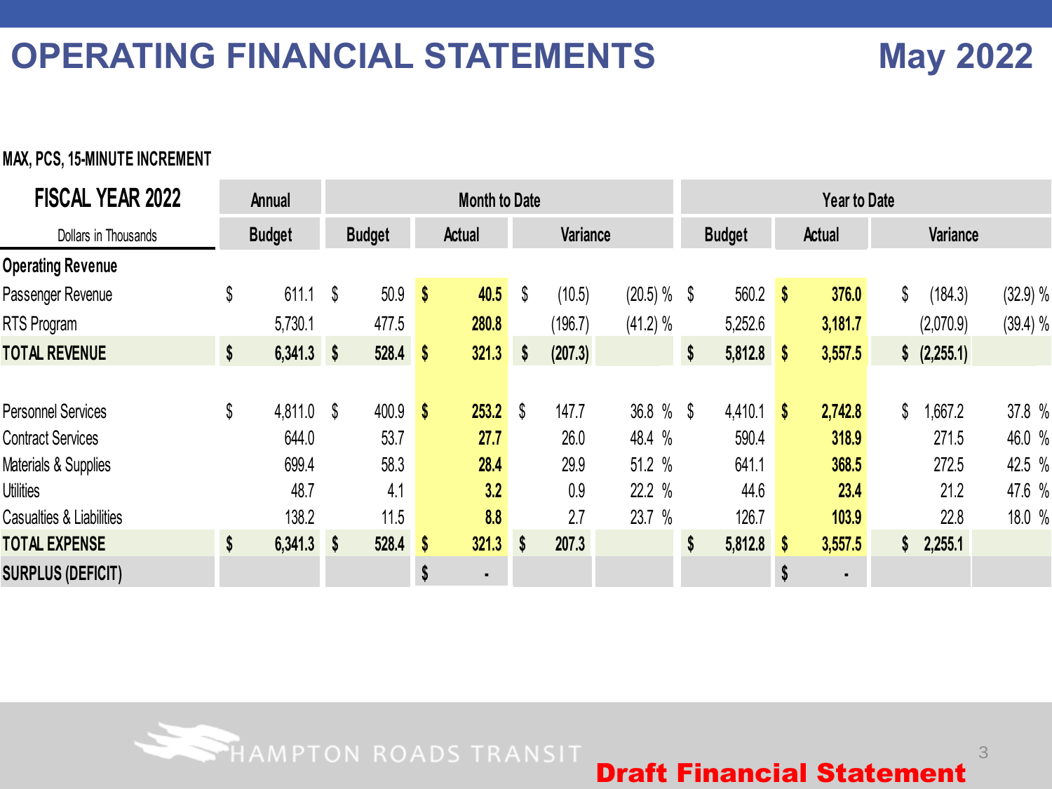# OPERATING FINANCIAL STATEMENTS

## May 2022

MAX, PCS, 15-MINUTE INCREMENT

| FISCAL YEAR 2022 | Annual | Month to Date | | | | Year to Date | | | |
|---|---|---|---|---|---|---|---|---|---|
| Dollars in Thousands | Budget | Budget | Actual | Variance | | Budget | Actual | Variance | |
| **Operating Revenue** | | | | | | | | | |
| Passenger Revenue | $ 611.1 | $ 50.9 | **$ 40.5** | $ (10.5) | (20.5) % | $ 560.2 | **$ 376.0** | $ (184.3) | (32.9) % |
| RTS Program | 5,730.1 | 477.5 | **280.8** | (196.7) | (41.2) % | 5,252.6 | **3,181.7** | (2,070.9) | (39.4) % |
| **TOTAL REVENUE** | **$ 6,341.3** | **$ 528.4** | **$ 321.3** | **$ (207.3)** | | **$ 5,812.8** | **$ 3,557.5** | **$ (2,255.1)** | |
| | | | | | | | | | |
| Personnel Services | $ 4,811.0 | $ 400.9 | **$ 253.2** | $ 147.7 | 36.8 % | $ 4,410.1 | **$ 2,742.8** | $ 1,667.2 | 37.8 % |
| Contract Services | 644.0 | 53.7 | **27.7** | 26.0 | 48.4 % | 590.4 | **318.9** | 271.5 | 46.0 % |
| Materials & Supplies | 699.4 | 58.3 | **28.4** | 29.9 | 51.2 % | 641.1 | **368.5** | 272.5 | 42.5 % |
| Utilities | 48.7 | 4.1 | **3.2** | 0.9 | 22.2 % | 44.6 | **23.4** | 21.2 | 47.6 % |
| Casualties & Liabilities | 138.2 | 11.5 | **8.8** | 2.7 | 23.7 % | 126.7 | **103.9** | 22.8 | 18.0 % |
| **TOTAL EXPENSE** | **$ 6,341.3** | **$ 528.4** | **$ 321.3** | **$ 207.3** | | **$ 5,812.8** | **$ 3,557.5** | **$ 2,255.1** | |
| **SURPLUS (DEFICIT)** | | | **$ -** | | | | **$ -** | | |

HAMPTON ROADS TRANSIT

**Draft Financial Statement**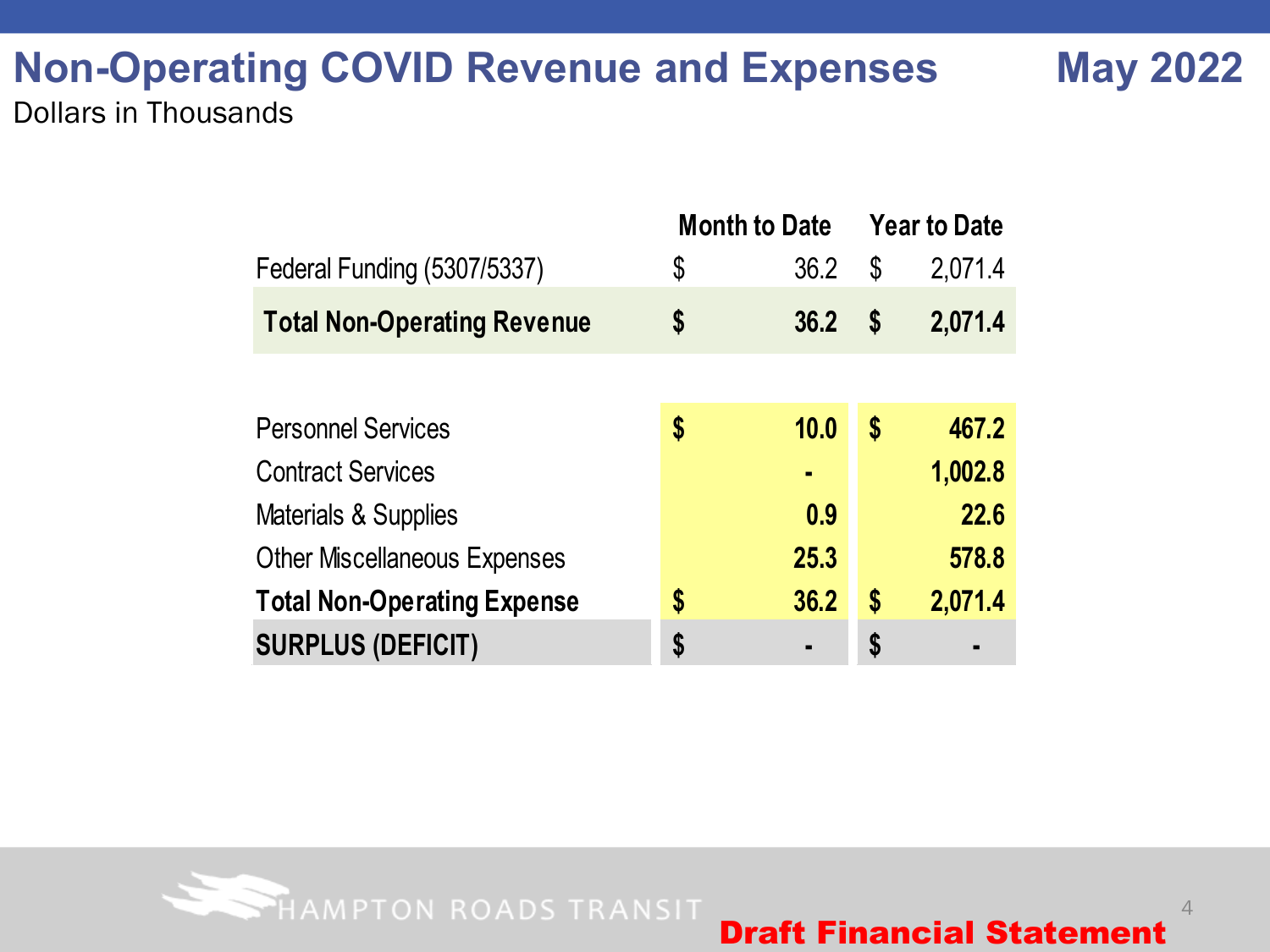# Non-Operating COVID Revenue and Expenses

**May 2022**

Dollars in Thousands

| | Month to Date | Year to Date |
|---|---|---|
| Federal Funding (5307/5337) | $ 36.2 | $ 2,071.4 |
| **Total Non-Operating Revenue** | **$ 36.2** | **$ 2,071.4** |
| | | |
| Personnel Services | **$ 10.0** | **$ 467.2** |
| Contract Services | **-** | **1,002.8** |
| Materials & Supplies | **0.9** | **22.6** |
| Other Miscellaneous Expenses | **25.3** | **578.8** |
| **Total Non-Operating Expense** | **$ 36.2** | **$ 2,071.4** |
| **SURPLUS (DEFICIT)** | **$ -** | **$ -** |

HAMPTON ROADS TRANSIT

**Draft Financial Statement**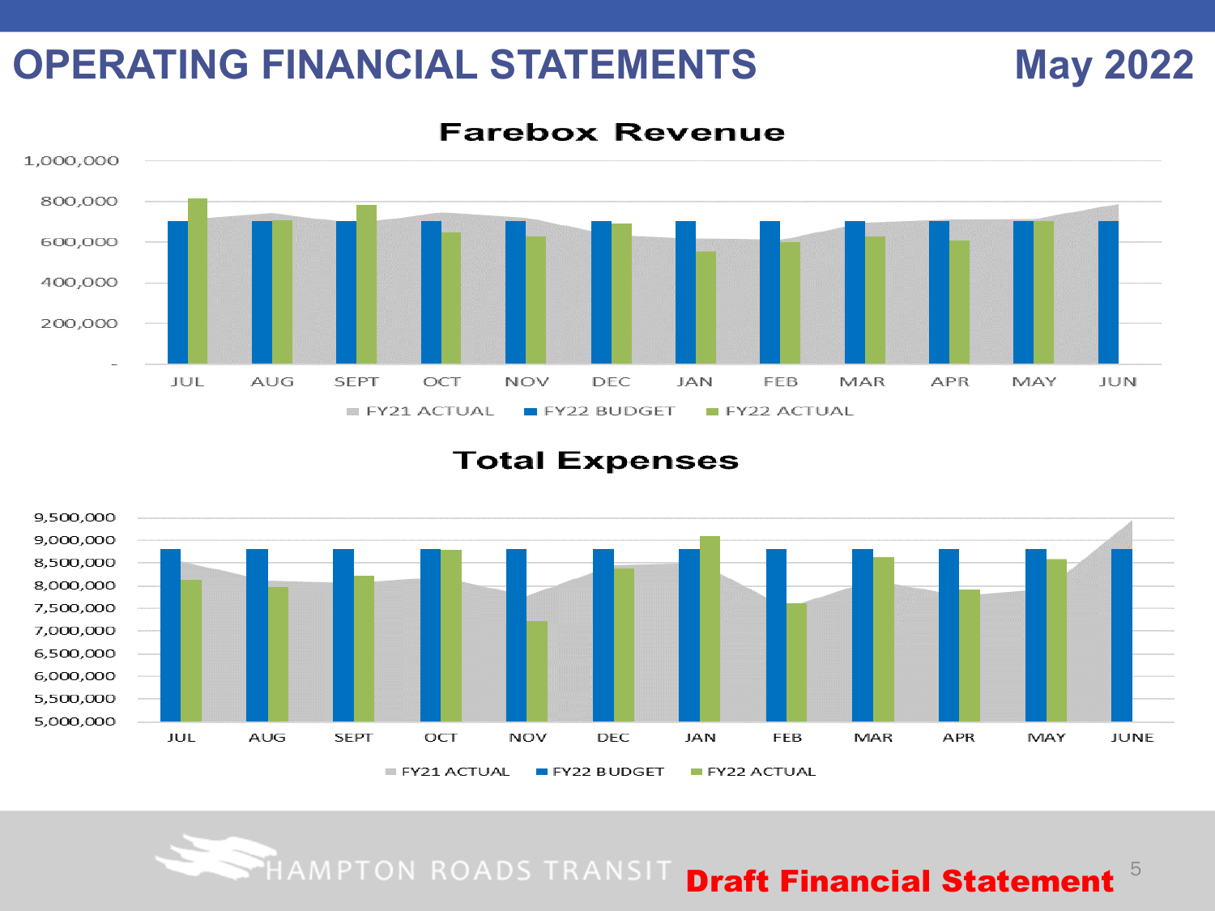# OPERATING FINANCIAL STATEMENTS

## May 2022

### Farebox Revenue

Y-axis: 1,000,000; 800,000; 600,000; 400,000; 200,000; -

X-axis: JUL, AUG, SEPT, OCT, NOV, DEC, JAN, FEB, MAR, APR, MAY, JUN

Legend: FY21 ACTUAL, FY22 BUDGET, FY22 ACTUAL

### Total Expenses

Y-axis: 9,500,000; 9,000,000; 8,500,000; 8,000,000; 7,500,000; 7,000,000; 6,500,000; 6,000,000; 5,500,000; 5,000,000

X-axis: JUL, AUG, SEPT, OCT, NOV, DEC, JAN, FEB, MAR, APR, MAY, JUNE

Legend: FY21 ACTUAL, FY22 BUDGET, FY22 ACTUAL

HAMPTON ROADS TRANSIT **Draft Financial Statement**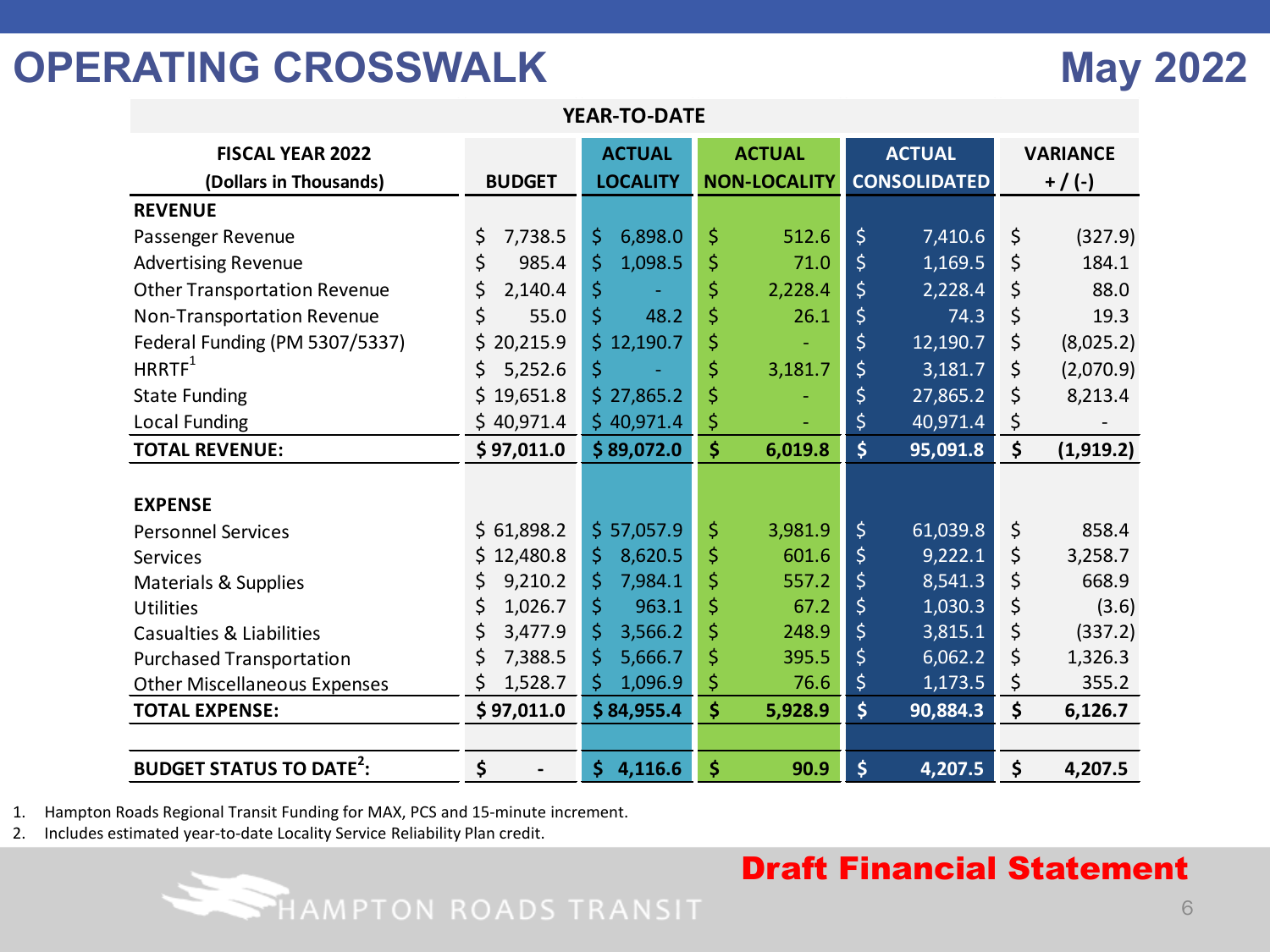# OPERATING CROSSWALK

## May 2022

| YEAR-TO-DATE | | | | | |
|---|---|---|---|---|---|
| **FISCAL YEAR 2022 (Dollars in Thousands)** | **BUDGET** | **ACTUAL LOCALITY** | **ACTUAL NON-LOCALITY** | **ACTUAL CONSOLIDATED** | **VARIANCE + / (-)** |
| **REVENUE** | | | | | |
| Passenger Revenue | $ 7,738.5 | $ 6,898.0 | $ 512.6 | $ 7,410.6 | $ (327.9) |
| Advertising Revenue | $ 985.4 | $ 1,098.5 | $ 71.0 | $ 1,169.5 | $ 184.1 |
| Other Transportation Revenue | $ 2,140.4 | $ - | $ 2,228.4 | $ 2,228.4 | $ 88.0 |
| Non-Transportation Revenue | $ 55.0 | $ 48.2 | $ 26.1 | $ 74.3 | $ 19.3 |
| Federal Funding (PM 5307/5337) | $ 20,215.9 | $ 12,190.7 | $ - | $ 12,190.7 | $ (8,025.2) |
| HRRTF[1] | $ 5,252.6 | $ - | $ 3,181.7 | $ 3,181.7 | $ (2,070.9) |
| State Funding | $ 19,651.8 | $ 27,865.2 | $ - | $ 27,865.2 | $ 8,213.4 |
| Local Funding | $ 40,971.4 | $ 40,971.4 | $ - | $ 40,971.4 | $ - |
| **TOTAL REVENUE:** | **$ 97,011.0** | **$ 89,072.0** | **$ 6,019.8** | **$ 95,091.8** | **$ (1,919.2)** |
| | | | | | |
| **EXPENSE** | | | | | |
| Personnel Services | $ 61,898.2 | $ 57,057.9 | $ 3,981.9 | $ 61,039.8 | $ 858.4 |
| Services | $ 12,480.8 | $ 8,620.5 | $ 601.6 | $ 9,222.1 | $ 3,258.7 |
| Materials & Supplies | $ 9,210.2 | $ 7,984.1 | $ 557.2 | $ 8,541.3 | $ 668.9 |
| Utilities | $ 1,026.7 | $ 963.1 | $ 67.2 | $ 1,030.3 | $ (3.6) |
| Casualties & Liabilities | $ 3,477.9 | $ 3,566.2 | $ 248.9 | $ 3,815.1 | $ (337.2) |
| Purchased Transportation | $ 7,388.5 | $ 5,666.7 | $ 395.5 | $ 6,062.2 | $ 1,326.3 |
| Other Miscellaneous Expenses | $ 1,528.7 | $ 1,096.9 | $ 76.6 | $ 1,173.5 | $ 355.2 |
| **TOTAL EXPENSE:** | **$ 97,011.0** | **$ 84,955.4** | **$ 5,928.9** | **$ 90,884.3** | **$ 6,126.7** |
| | | | | | |
| **BUDGET STATUS TO DATE[2]:** | **$ -** | **$ 4,116.6** | **$ 90.9** | **$ 4,207.5** | **$ 4,207.5** |

1. Hampton Roads Regional Transit Funding for MAX, PCS and 15-minute increment.
2. Includes estimated year-to-date Locality Service Reliability Plan credit.

**Draft Financial Statement**

HAMPTON ROADS TRANSIT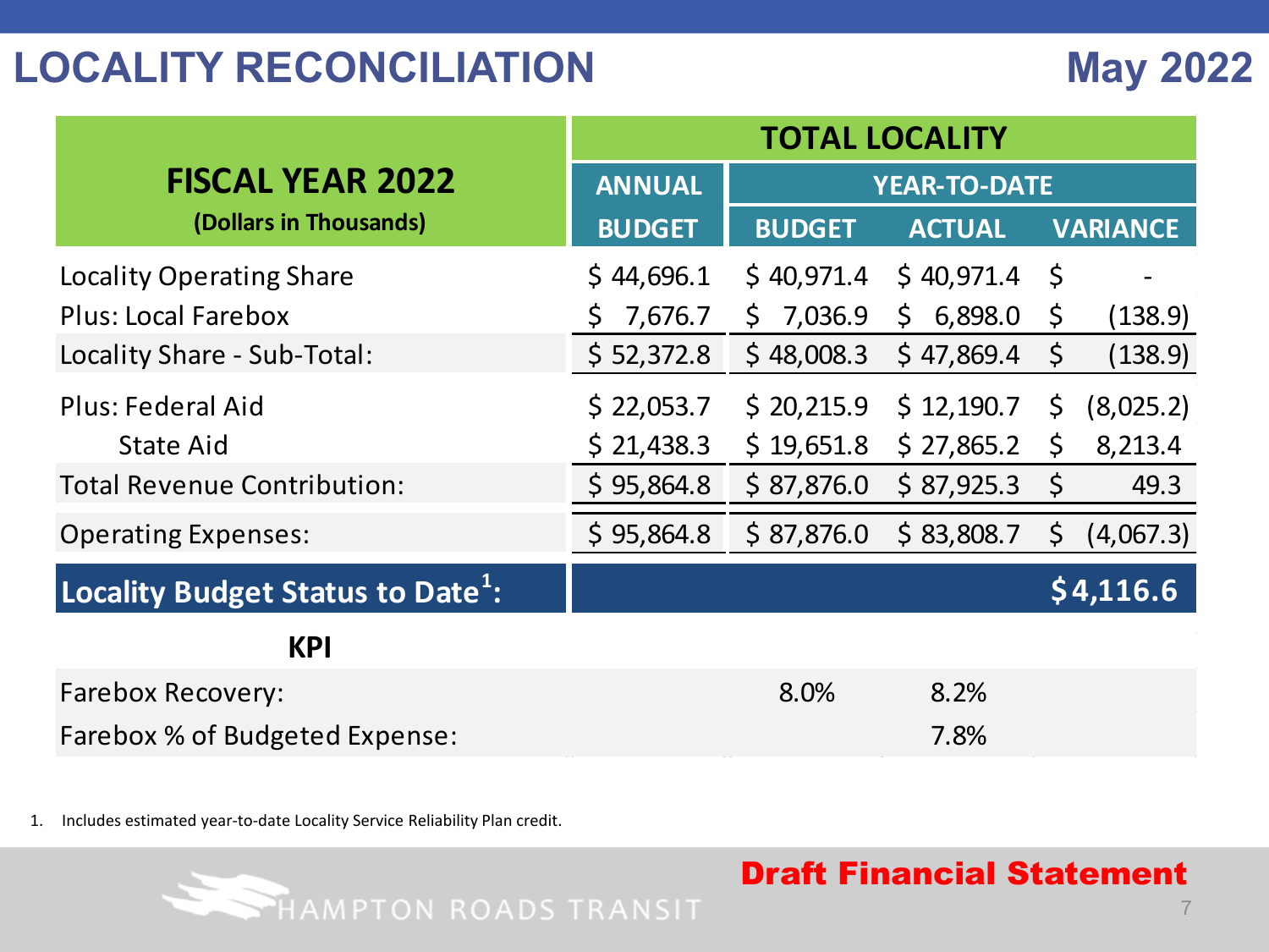# LOCALITY RECONCILIATION

## May 2022

| FISCAL YEAR 2022 (Dollars in Thousands) | TOTAL LOCALITY | | | |
|---|---|---|---|---|
| | ANNUAL | YEAR-TO-DATE | | |
| | BUDGET | BUDGET | ACTUAL | VARIANCE |
| Locality Operating Share | $ 44,696.1 | $ 40,971.4 | $ 40,971.4 | $ - |
| Plus: Local Farebox | $ 7,676.7 | $ 7,036.9 | $ 6,898.0 | $ (138.9) |
| Locality Share - Sub-Total: | $ 52,372.8 | $ 48,008.3 | $ 47,869.4 | $ (138.9) |
| Plus: Federal Aid | $ 22,053.7 | $ 20,215.9 | $ 12,190.7 | $ (8,025.2) |
| State Aid | $ 21,438.3 | $ 19,651.8 | $ 27,865.2 | $ 8,213.4 |
| Total Revenue Contribution: | $ 95,864.8 | $ 87,876.0 | $ 87,925.3 | $ 49.3 |
| Operating Expenses: | $ 95,864.8 | $ 87,876.0 | $ 83,808.7 | $ (4,067.3) |
| **Locality Budget Status to Date[1]:** | | | | **$4,116.6** |
| **KPI** | | | | |
| Farebox Recovery: | | 8.0% | 8.2% | |
| Farebox % of Budgeted Expense: | | | 7.8% | |

1. Includes estimated year-to-date Locality Service Reliability Plan credit.

HAMPTON ROADS TRANSIT

**Draft Financial Statement**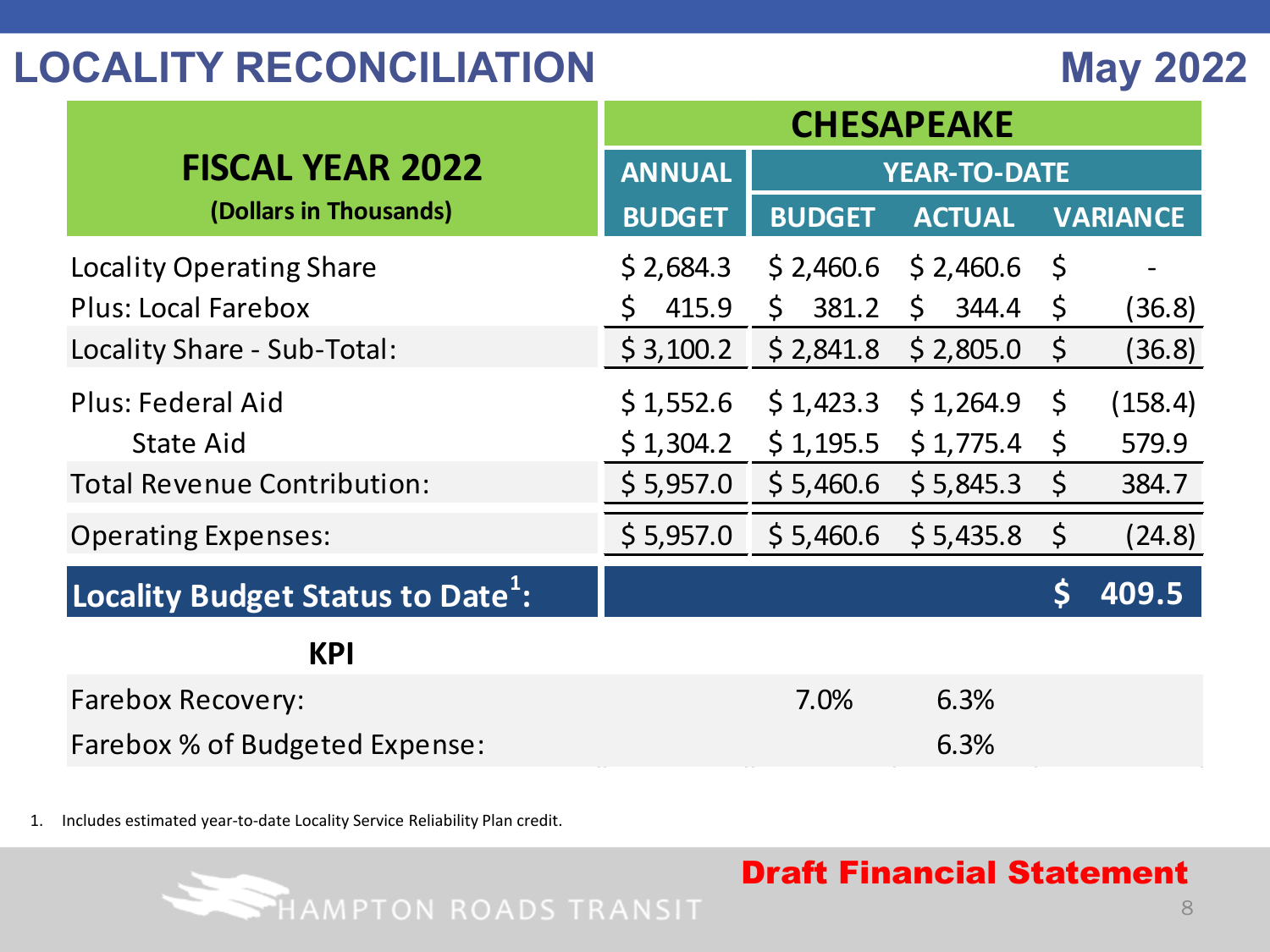# LOCALITY RECONCILIATION

## May 2022

| FISCAL YEAR 2022 (Dollars in Thousands) | CHESAPEAKE | | | |
|---|---|---|---|---|
| | ANNUAL | YEAR-TO-DATE | | |
| | BUDGET | BUDGET | ACTUAL | VARIANCE |
| Locality Operating Share | $ 2,684.3 | $ 2,460.6 | $ 2,460.6 | $ - |
| Plus: Local Farebox | $ 415.9 | $ 381.2 | $ 344.4 | $ (36.8) |
| Locality Share - Sub-Total: | $ 3,100.2 | $ 2,841.8 | $ 2,805.0 | $ (36.8) |
| Plus: Federal Aid | $ 1,552.6 | $ 1,423.3 | $ 1,264.9 | $ (158.4) |
| State Aid | $ 1,304.2 | $ 1,195.5 | $ 1,775.4 | $ 579.9 |
| Total Revenue Contribution: | $ 5,957.0 | $ 5,460.6 | $ 5,845.3 | $ 384.7 |
| Operating Expenses: | $ 5,957.0 | $ 5,460.6 | $ 5,435.8 | $ (24.8) |
| **Locality Budget Status to Date[1]:** | | | | **$ 409.5** |
| **KPI** | | | | |
| Farebox Recovery: | | 7.0% | 6.3% | |
| Farebox % of Budgeted Expense: | | | 6.3% | |

1. Includes estimated year-to-date Locality Service Reliability Plan credit.

**Draft Financial Statement**

HAMPTON ROADS TRANSIT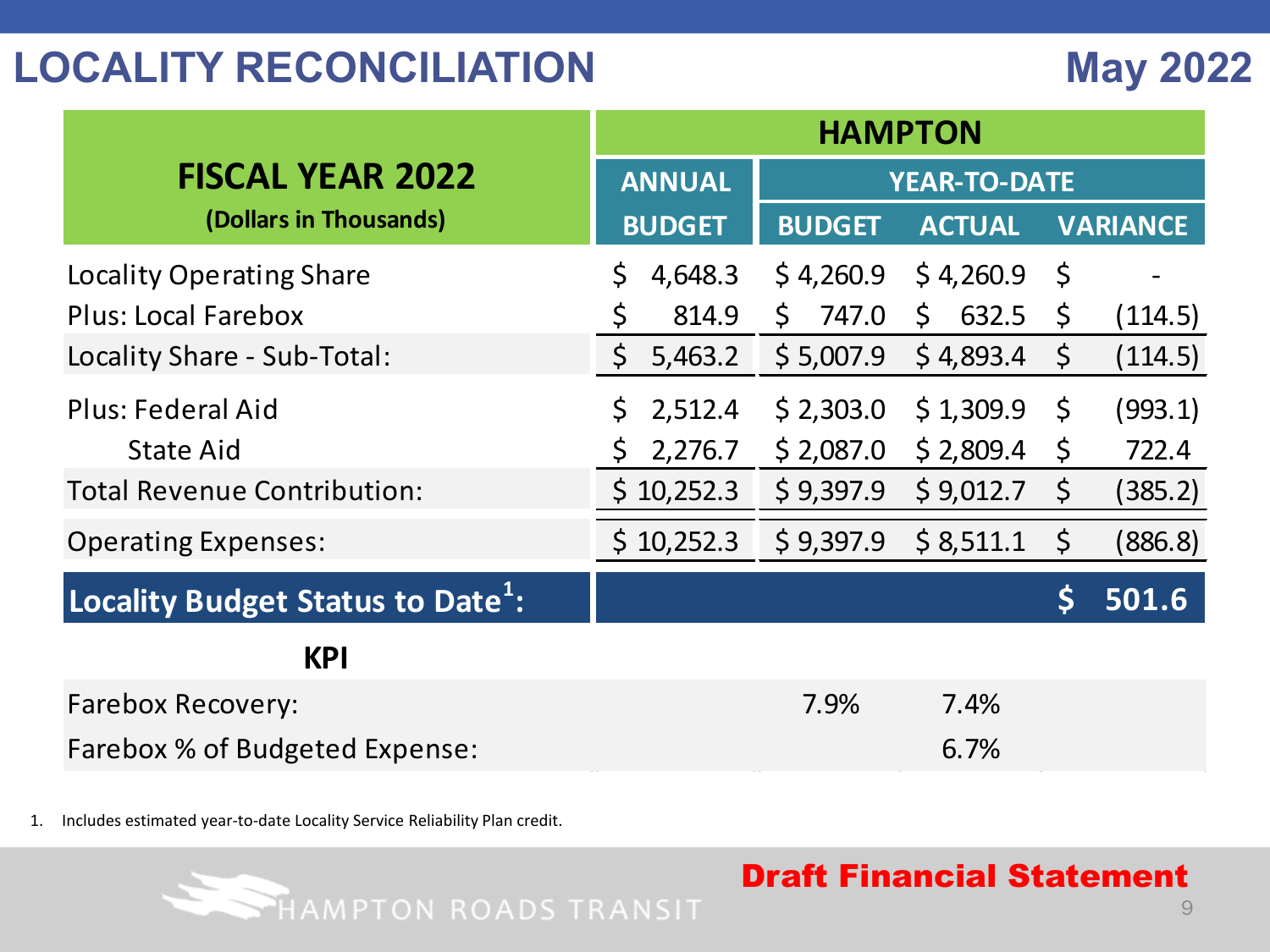# LOCALITY RECONCILIATION

## May 2022

| FISCAL YEAR 2022 (Dollars in Thousands) | HAMPTON | | | |
|---|---|---|---|---|
| | ANNUAL | YEAR-TO-DATE | | |
| | BUDGET | BUDGET | ACTUAL | VARIANCE |
| Locality Operating Share | $ 4,648.3 | $ 4,260.9 | $ 4,260.9 | $ - |
| Plus: Local Farebox | $ 814.9 | $ 747.0 | $ 632.5 | $ (114.5) |
| Locality Share - Sub-Total: | $ 5,463.2 | $ 5,007.9 | $ 4,893.4 | $ (114.5) |
| Plus: Federal Aid | $ 2,512.4 | $ 2,303.0 | $ 1,309.9 | $ (993.1) |
| State Aid | $ 2,276.7 | $ 2,087.0 | $ 2,809.4 | $ 722.4 |
| Total Revenue Contribution: | $ 10,252.3 | $ 9,397.9 | $ 9,012.7 | $ (385.2) |
| Operating Expenses: | $ 10,252.3 | $ 9,397.9 | $ 8,511.1 | $ (886.8) |
| **Locality Budget Status to Date[1]:** | | | | **$ 501.6** |
| **KPI** | | | | |
| Farebox Recovery: | | 7.9% | 7.4% | |
| Farebox % of Budgeted Expense: | | | 6.7% | |

1. Includes estimated year-to-date Locality Service Reliability Plan credit.

HAMPTON ROADS TRANSIT

**Draft Financial Statement**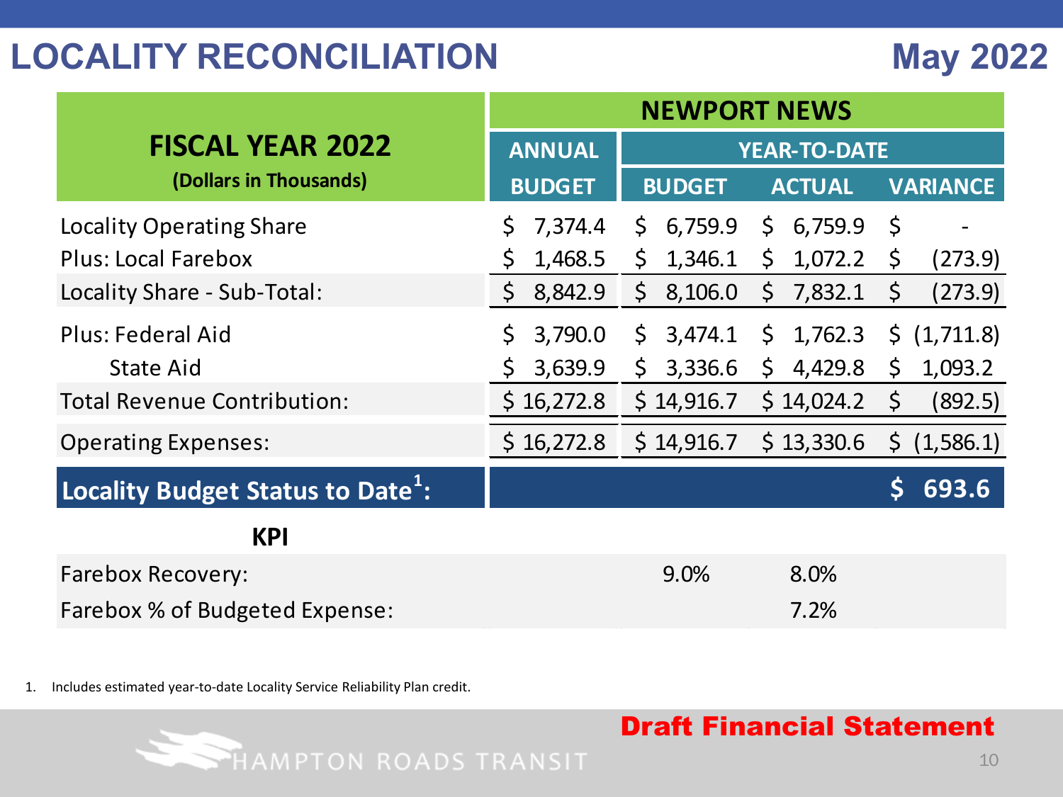# LOCALITY RECONCILIATION

## May 2022

| FISCAL YEAR 2022 (Dollars in Thousands) | NEWPORT NEWS | | | |
|---|---|---|---|---|
| | ANNUAL | YEAR-TO-DATE | | |
| | BUDGET | BUDGET | ACTUAL | VARIANCE |
| Locality Operating Share | $ 7,374.4 | $ 6,759.9 | $ 6,759.9 | $ - |
| Plus: Local Farebox | $ 1,468.5 | $ 1,346.1 | $ 1,072.2 | $ (273.9) |
| Locality Share - Sub-Total: | $ 8,842.9 | $ 8,106.0 | $ 7,832.1 | $ (273.9) |
| Plus: Federal Aid | $ 3,790.0 | $ 3,474.1 | $ 1,762.3 | $ (1,711.8) |
| State Aid | $ 3,639.9 | $ 3,336.6 | $ 4,429.8 | $ 1,093.2 |
| Total Revenue Contribution: | $ 16,272.8 | $ 14,916.7 | $ 14,024.2 | $ (892.5) |
| Operating Expenses: | $ 16,272.8 | $ 14,916.7 | $ 13,330.6 | $ (1,586.1) |
| **Locality Budget Status to Date[1]:** | | | | **$ 693.6** |
| **KPI** | | | | |
| Farebox Recovery: | | 9.0% | 8.0% | |
| Farebox % of Budgeted Expense: | | | 7.2% | |

1. Includes estimated year-to-date Locality Service Reliability Plan credit.

**Draft Financial Statement**

HAMPTON ROADS TRANSIT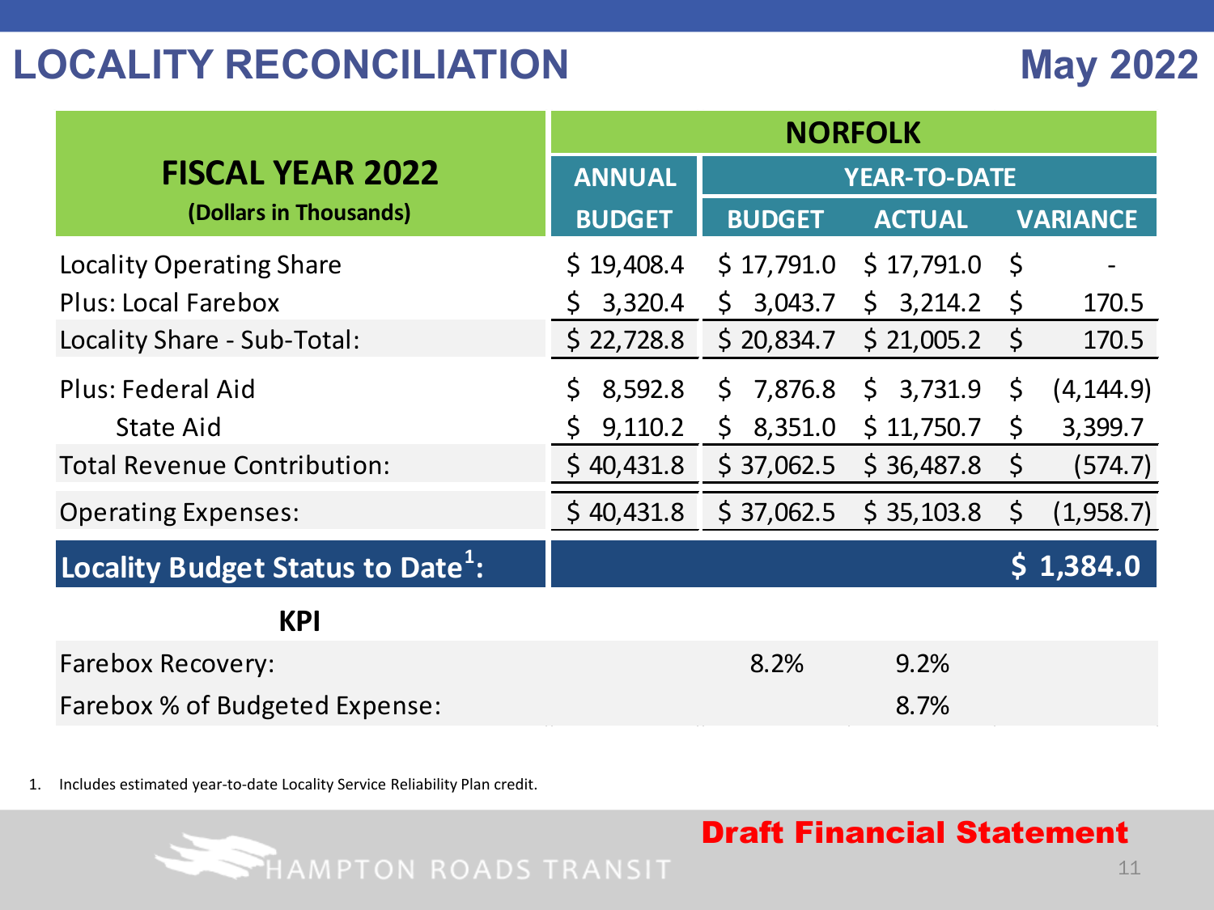# LOCALITY RECONCILIATION

## May 2022

| FISCAL YEAR 2022 (Dollars in Thousands) | NORFOLK | | | |
|---|---|---|---|---|
| | ANNUAL | YEAR-TO-DATE | | |
| | BUDGET | BUDGET | ACTUAL | VARIANCE |
| Locality Operating Share | $ 19,408.4 | $ 17,791.0 | $ 17,791.0 | $ - |
| Plus: Local Farebox | $ 3,320.4 | $ 3,043.7 | $ 3,214.2 | $ 170.5 |
| Locality Share - Sub-Total: | $ 22,728.8 | $ 20,834.7 | $ 21,005.2 | $ 170.5 |
| Plus: Federal Aid | $ 8,592.8 | $ 7,876.8 | $ 3,731.9 | $ (4,144.9) |
| State Aid | $ 9,110.2 | $ 8,351.0 | $ 11,750.7 | $ 3,399.7 |
| Total Revenue Contribution: | $ 40,431.8 | $ 37,062.5 | $ 36,487.8 | $ (574.7) |
| Operating Expenses: | $ 40,431.8 | $ 37,062.5 | $ 35,103.8 | $ (1,958.7) |
| **Locality Budget Status to Date[1]:** | | | | **$ 1,384.0** |
| **KPI** | | | | |
| Farebox Recovery: | | 8.2% | 9.2% | |
| Farebox % of Budgeted Expense: | | | 8.7% | |

1. Includes estimated year-to-date Locality Service Reliability Plan credit.

HAMPTON ROADS TRANSIT

**Draft Financial Statement**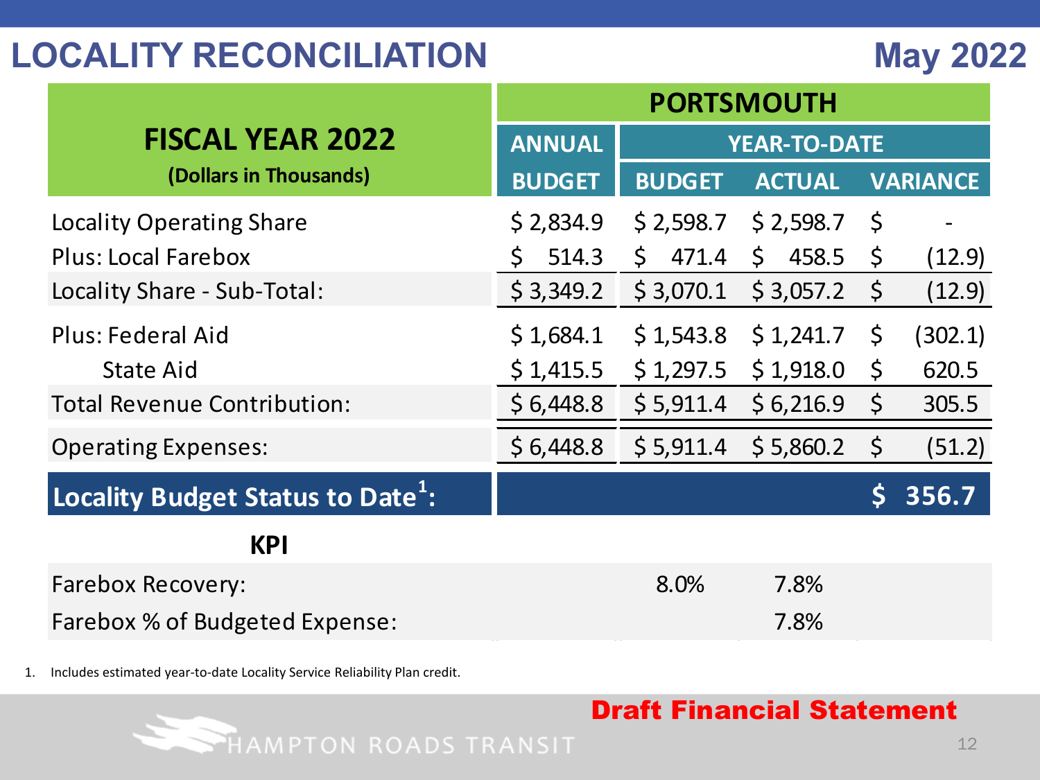# LOCALITY RECONCILIATION

## May 2022

| FISCAL YEAR 2022 (Dollars in Thousands) | PORTSMOUTH | | | |
|---|---|---|---|---|
| | ANNUAL | YEAR-TO-DATE | | |
| | BUDGET | BUDGET | ACTUAL | VARIANCE |
| Locality Operating Share | $ 2,834.9 | $ 2,598.7 | $ 2,598.7 | $ - |
| Plus: Local Farebox | $ 514.3 | $ 471.4 | $ 458.5 | $ (12.9) |
| Locality Share - Sub-Total: | $ 3,349.2 | $ 3,070.1 | $ 3,057.2 | $ (12.9) |
| Plus: Federal Aid | $ 1,684.1 | $ 1,543.8 | $ 1,241.7 | $ (302.1) |
| State Aid | $ 1,415.5 | $ 1,297.5 | $ 1,918.0 | $ 620.5 |
| Total Revenue Contribution: | $ 6,448.8 | $ 5,911.4 | $ 6,216.9 | $ 305.5 |
| Operating Expenses: | $ 6,448.8 | $ 5,911.4 | $ 5,860.2 | $ (51.2) |
| **Locality Budget Status to Date[1]:** | | | | **$ 356.7** |
| **KPI** | | | | |
| Farebox Recovery: | | 8.0% | 7.8% | |
| Farebox % of Budgeted Expense: | | | 7.8% | |

1. Includes estimated year-to-date Locality Service Reliability Plan credit.

**Draft Financial Statement**

HAMPTON ROADS TRANSIT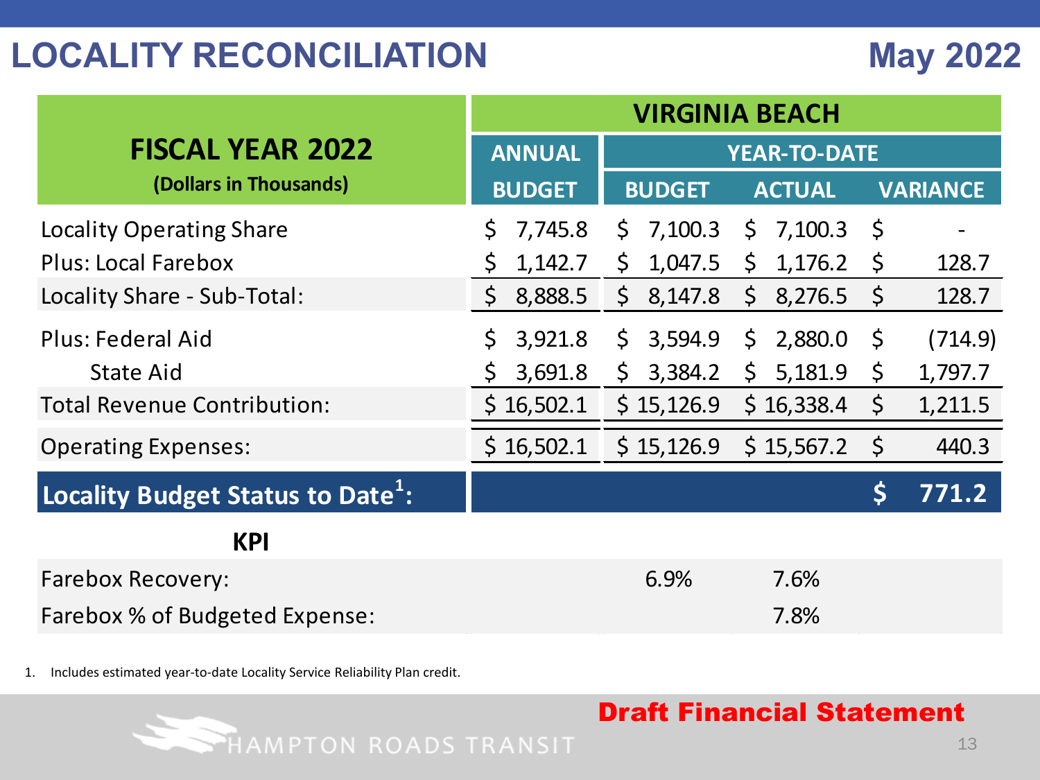# LOCALITY RECONCILIATION

## May 2022

| FISCAL YEAR 2022 (Dollars in Thousands) | VIRGINIA BEACH | | | |
|---|---|---|---|---|
| | ANNUAL | YEAR-TO-DATE | | |
| | BUDGET | BUDGET | ACTUAL | VARIANCE |
| Locality Operating Share | $ 7,745.8 | $ 7,100.3 | $ 7,100.3 | $ - |
| Plus: Local Farebox | $ 1,142.7 | $ 1,047.5 | $ 1,176.2 | $ 128.7 |
| Locality Share - Sub-Total: | $ 8,888.5 | $ 8,147.8 | $ 8,276.5 | $ 128.7 |
| Plus: Federal Aid | $ 3,921.8 | $ 3,594.9 | $ 2,880.0 | $ (714.9) |
| State Aid | $ 3,691.8 | $ 3,384.2 | $ 5,181.9 | $ 1,797.7 |
| Total Revenue Contribution: | $ 16,502.1 | $ 15,126.9 | $ 16,338.4 | $ 1,211.5 |
| Operating Expenses: | $ 16,502.1 | $ 15,126.9 | $ 15,567.2 | $ 440.3 |
| **Locality Budget Status to Date[1]:** | | | | **$ 771.2** |
| **KPI** | | | | |
| Farebox Recovery: | | 6.9% | 7.6% | |
| Farebox % of Budgeted Expense: | | | 7.8% | |

1. Includes estimated year-to-date Locality Service Reliability Plan credit.

HAMPTON ROADS TRANSIT

**Draft Financial Statement**